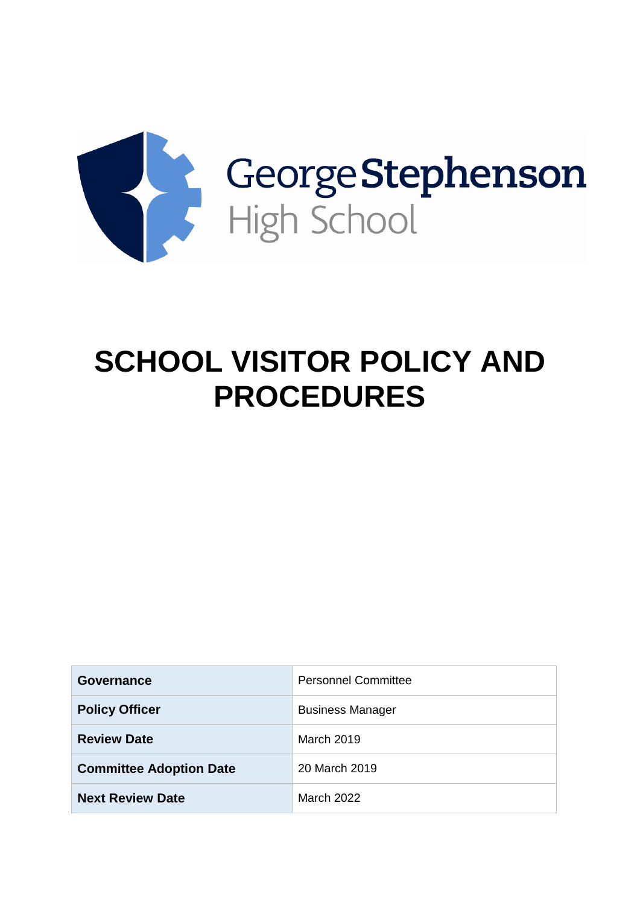George Stephenson High School

# SCHOOL VISITOR POLICY AND PROCEDURES

| | |
|---|---|
| **Governance** | Personnel Committee |
| **Policy Officer** | Business Manager |
| **Review Date** | March 2019 |
| **Committee Adoption Date** | 20 March 2019 |
| **Next Review Date** | March 2022 |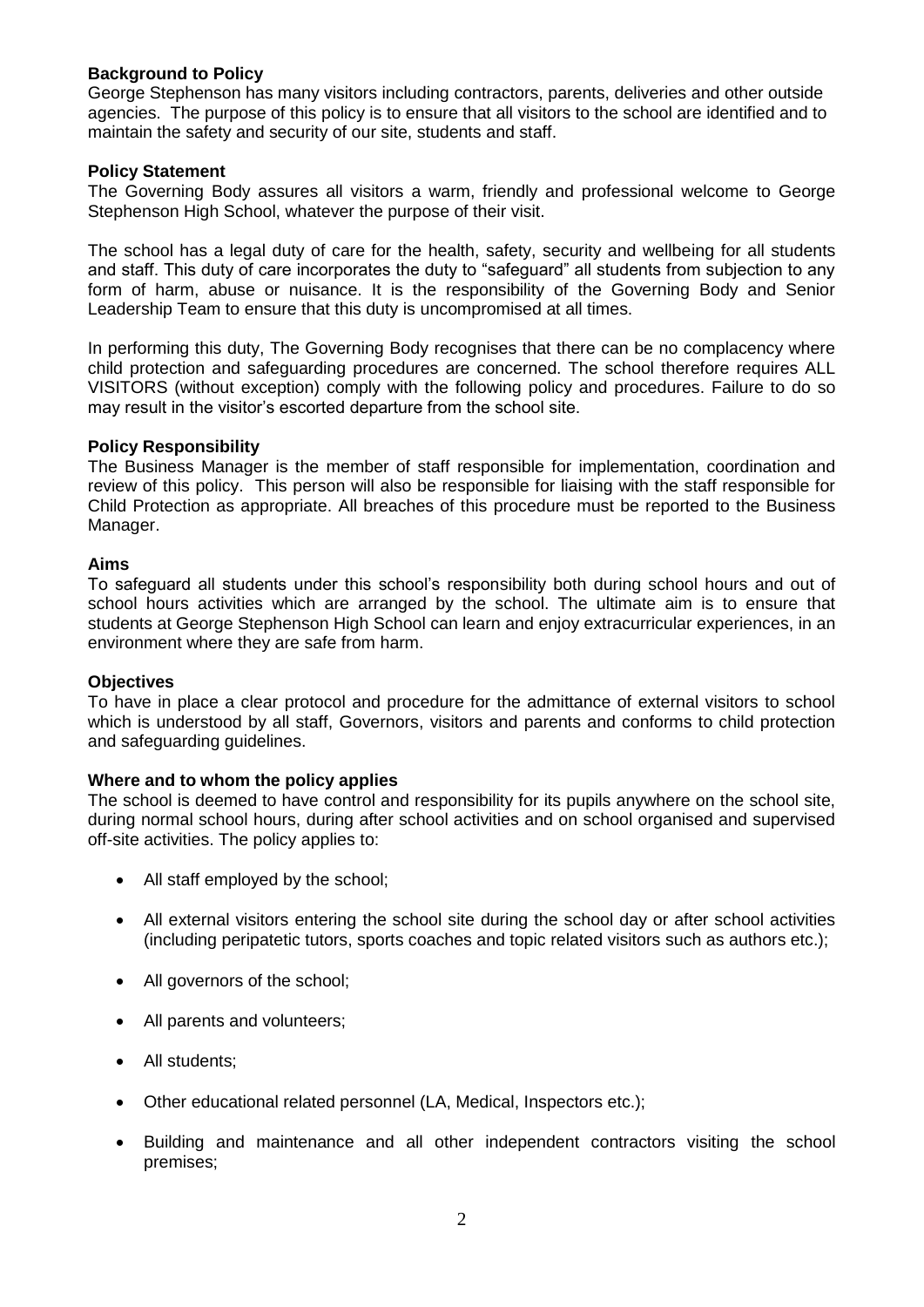**Background to Policy**

George Stephenson has many visitors including contractors, parents, deliveries and other outside agencies. The purpose of this policy is to ensure that all visitors to the school are identified and to maintain the safety and security of our site, students and staff.

**Policy Statement**

The Governing Body assures all visitors a warm, friendly and professional welcome to George Stephenson High School, whatever the purpose of their visit.

The school has a legal duty of care for the health, safety, security and wellbeing for all students and staff. This duty of care incorporates the duty to "safeguard" all students from subjection to any form of harm, abuse or nuisance. It is the responsibility of the Governing Body and Senior Leadership Team to ensure that this duty is uncompromised at all times.

In performing this duty, The Governing Body recognises that there can be no complacency where child protection and safeguarding procedures are concerned. The school therefore requires ALL VISITORS (without exception) comply with the following policy and procedures. Failure to do so may result in the visitor's escorted departure from the school site.

**Policy Responsibility**

The Business Manager is the member of staff responsible for implementation, coordination and review of this policy. This person will also be responsible for liaising with the staff responsible for Child Protection as appropriate. All breaches of this procedure must be reported to the Business Manager.

**Aims**

To safeguard all students under this school's responsibility both during school hours and out of school hours activities which are arranged by the school. The ultimate aim is to ensure that students at George Stephenson High School can learn and enjoy extracurricular experiences, in an environment where they are safe from harm.

**Objectives**

To have in place a clear protocol and procedure for the admittance of external visitors to school which is understood by all staff, Governors, visitors and parents and conforms to child protection and safeguarding guidelines.

**Where and to whom the policy applies**

The school is deemed to have control and responsibility for its pupils anywhere on the school site, during normal school hours, during after school activities and on school organised and supervised off-site activities. The policy applies to:

- All staff employed by the school;
- All external visitors entering the school site during the school day or after school activities (including peripatetic tutors, sports coaches and topic related visitors such as authors etc.);
- All governors of the school;
- All parents and volunteers;
- All students;
- Other educational related personnel (LA, Medical, Inspectors etc.);
- Building and maintenance and all other independent contractors visiting the school premises;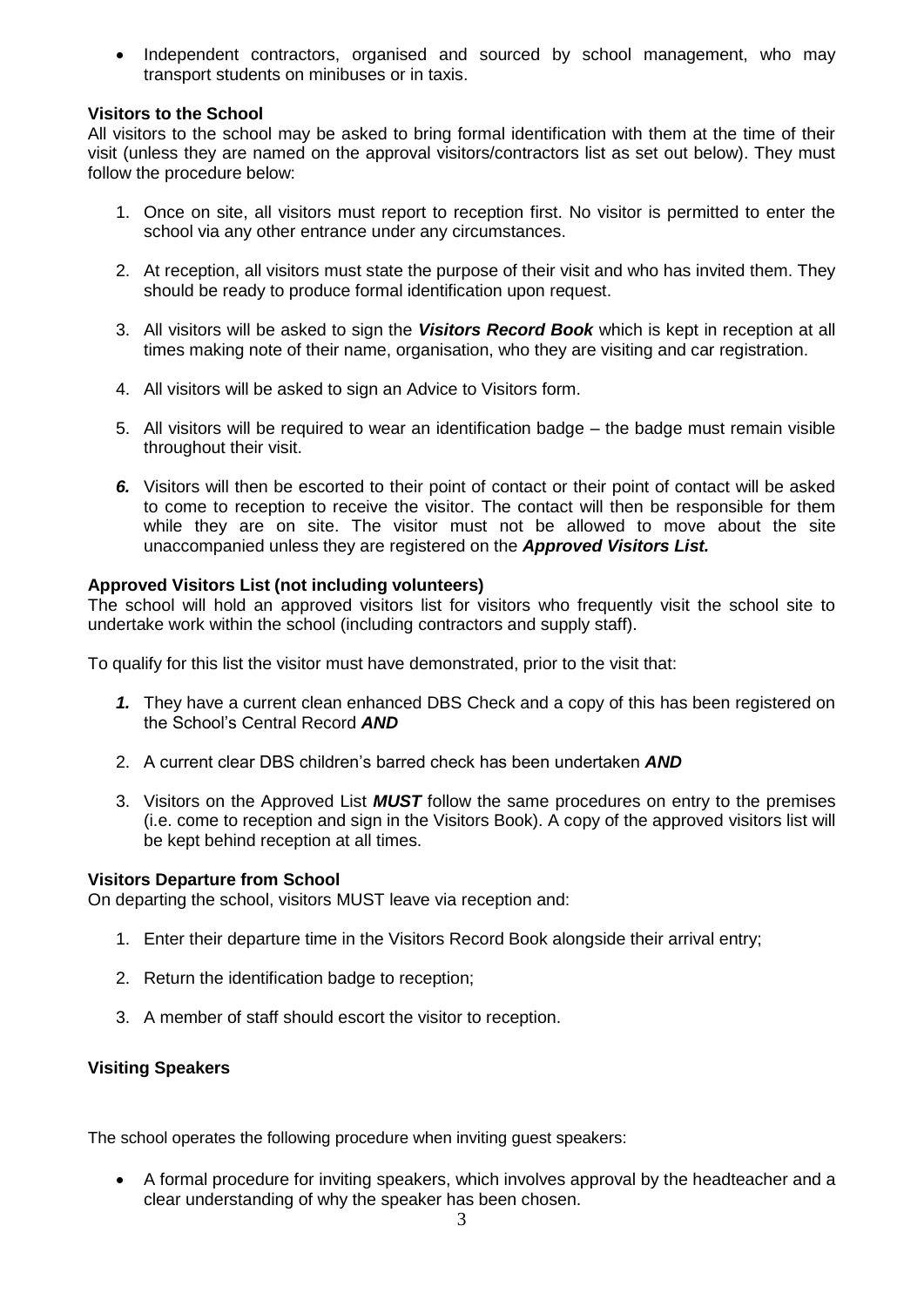- Independent contractors, organised and sourced by school management, who may transport students on minibuses or in taxis.

**Visitors to the School**

All visitors to the school may be asked to bring formal identification with them at the time of their visit (unless they are named on the approval visitors/contractors list as set out below). They must follow the procedure below:

1. Once on site, all visitors must report to reception first. No visitor is permitted to enter the school via any other entrance under any circumstances.

2. At reception, all visitors must state the purpose of their visit and who has invited them. They should be ready to produce formal identification upon request.

3. All visitors will be asked to sign the ***Visitors Record Book*** which is kept in reception at all times making note of their name, organisation, who they are visiting and car registration.

4. All visitors will be asked to sign an Advice to Visitors form.

5. All visitors will be required to wear an identification badge – the badge must remain visible throughout their visit.

6. Visitors will then be escorted to their point of contact or their point of contact will be asked to come to reception to receive the visitor. The contact will then be responsible for them while they are on site. The visitor must not be allowed to move about the site unaccompanied unless they are registered on the ***Approved Visitors List.***

**Approved Visitors List (not including volunteers)**

The school will hold an approved visitors list for visitors who frequently visit the school site to undertake work within the school (including contractors and supply staff).

To qualify for this list the visitor must have demonstrated, prior to the visit that:

1. They have a current clean enhanced DBS Check and a copy of this has been registered on the School's Central Record ***AND***

2. A current clear DBS children's barred check has been undertaken ***AND***

3. Visitors on the Approved List ***MUST*** follow the same procedures on entry to the premises (i.e. come to reception and sign in the Visitors Book). A copy of the approved visitors list will be kept behind reception at all times.

**Visitors Departure from School**

On departing the school, visitors MUST leave via reception and:

1. Enter their departure time in the Visitors Record Book alongside their arrival entry;

2. Return the identification badge to reception;

3. A member of staff should escort the visitor to reception.

**Visiting Speakers**

The school operates the following procedure when inviting guest speakers:

- A formal procedure for inviting speakers, which involves approval by the headteacher and a clear understanding of why the speaker has been chosen.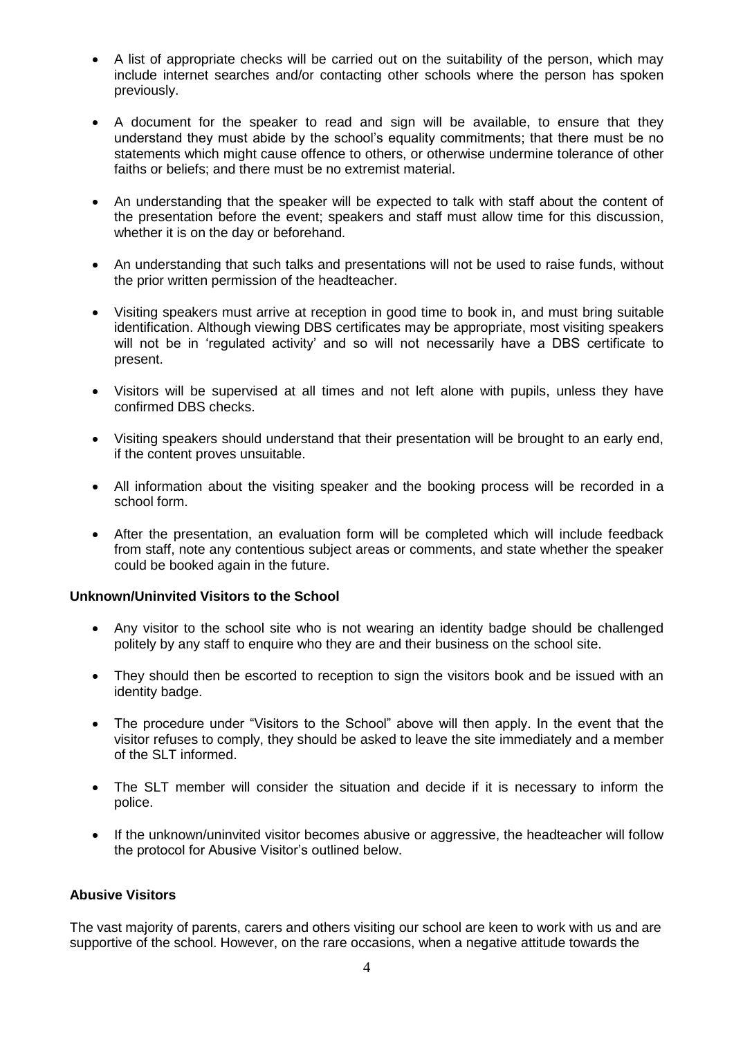- A list of appropriate checks will be carried out on the suitability of the person, which may include internet searches and/or contacting other schools where the person has spoken previously.

- A document for the speaker to read and sign will be available, to ensure that they understand they must abide by the school's equality commitments; that there must be no statements which might cause offence to others, or otherwise undermine tolerance of other faiths or beliefs; and there must be no extremist material.

- An understanding that the speaker will be expected to talk with staff about the content of the presentation before the event; speakers and staff must allow time for this discussion, whether it is on the day or beforehand.

- An understanding that such talks and presentations will not be used to raise funds, without the prior written permission of the headteacher.

- Visiting speakers must arrive at reception in good time to book in, and must bring suitable identification. Although viewing DBS certificates may be appropriate, most visiting speakers will not be in 'regulated activity' and so will not necessarily have a DBS certificate to present.

- Visitors will be supervised at all times and not left alone with pupils, unless they have confirmed DBS checks.

- Visiting speakers should understand that their presentation will be brought to an early end, if the content proves unsuitable.

- All information about the visiting speaker and the booking process will be recorded in a school form.

- After the presentation, an evaluation form will be completed which will include feedback from staff, note any contentious subject areas or comments, and state whether the speaker could be booked again in the future.

**Unknown/Uninvited Visitors to the School**

- Any visitor to the school site who is not wearing an identity badge should be challenged politely by any staff to enquire who they are and their business on the school site.

- They should then be escorted to reception to sign the visitors book and be issued with an identity badge.

- The procedure under "Visitors to the School" above will then apply. In the event that the visitor refuses to comply, they should be asked to leave the site immediately and a member of the SLT informed.

- The SLT member will consider the situation and decide if it is necessary to inform the police.

- If the unknown/uninvited visitor becomes abusive or aggressive, the headteacher will follow the protocol for Abusive Visitor's outlined below.

**Abusive Visitors**

The vast majority of parents, carers and others visiting our school are keen to work with us and are supportive of the school. However, on the rare occasions, when a negative attitude towards the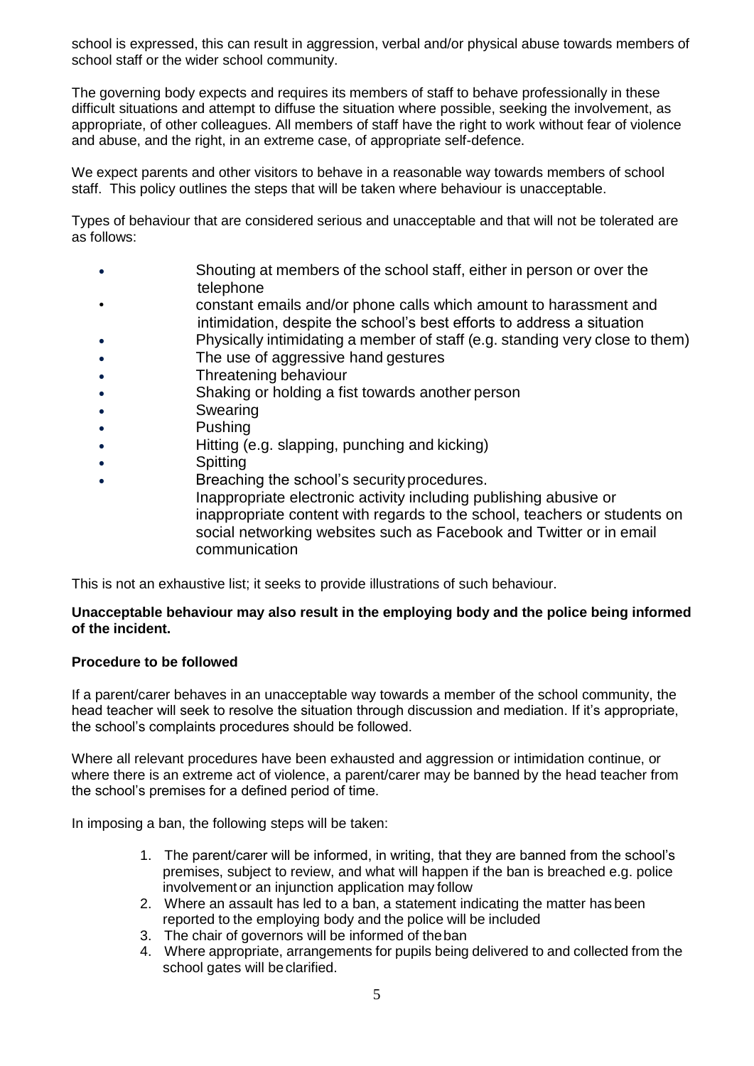school is expressed, this can result in aggression, verbal and/or physical abuse towards members of school staff or the wider school community.

The governing body expects and requires its members of staff to behave professionally in these difficult situations and attempt to diffuse the situation where possible, seeking the involvement, as appropriate, of other colleagues. All members of staff have the right to work without fear of violence and abuse, and the right, in an extreme case, of appropriate self-defence.

We expect parents and other visitors to behave in a reasonable way towards members of school staff. This policy outlines the steps that will be taken where behaviour is unacceptable.

Types of behaviour that are considered serious and unacceptable and that will not be tolerated are as follows:

- Shouting at members of the school staff, either in person or over the telephone
- constant emails and/or phone calls which amount to harassment and intimidation, despite the school's best efforts to address a situation
- Physically intimidating a member of staff (e.g. standing very close to them)
- The use of aggressive hand gestures
- Threatening behaviour
- Shaking or holding a fist towards another person
- Swearing
- Pushing
- Hitting (e.g. slapping, punching and kicking)
- Spitting
- Breaching the school's security procedures.
  Inappropriate electronic activity including publishing abusive or inappropriate content with regards to the school, teachers or students on social networking websites such as Facebook and Twitter or in email communication

This is not an exhaustive list; it seeks to provide illustrations of such behaviour.

**Unacceptable behaviour may also result in the employing body and the police being informed of the incident.**

**Procedure to be followed**

If a parent/carer behaves in an unacceptable way towards a member of the school community, the head teacher will seek to resolve the situation through discussion and mediation. If it's appropriate, the school's complaints procedures should be followed.

Where all relevant procedures have been exhausted and aggression or intimidation continue, or where there is an extreme act of violence, a parent/carer may be banned by the head teacher from the school's premises for a defined period of time.

In imposing a ban, the following steps will be taken:

1. The parent/carer will be informed, in writing, that they are banned from the school's premises, subject to review, and what will happen if the ban is breached e.g. police involvement or an injunction application may follow
2. Where an assault has led to a ban, a statement indicating the matter has been reported to the employing body and the police will be included
3. The chair of governors will be informed of the ban
4. Where appropriate, arrangements for pupils being delivered to and collected from the school gates will be clarified.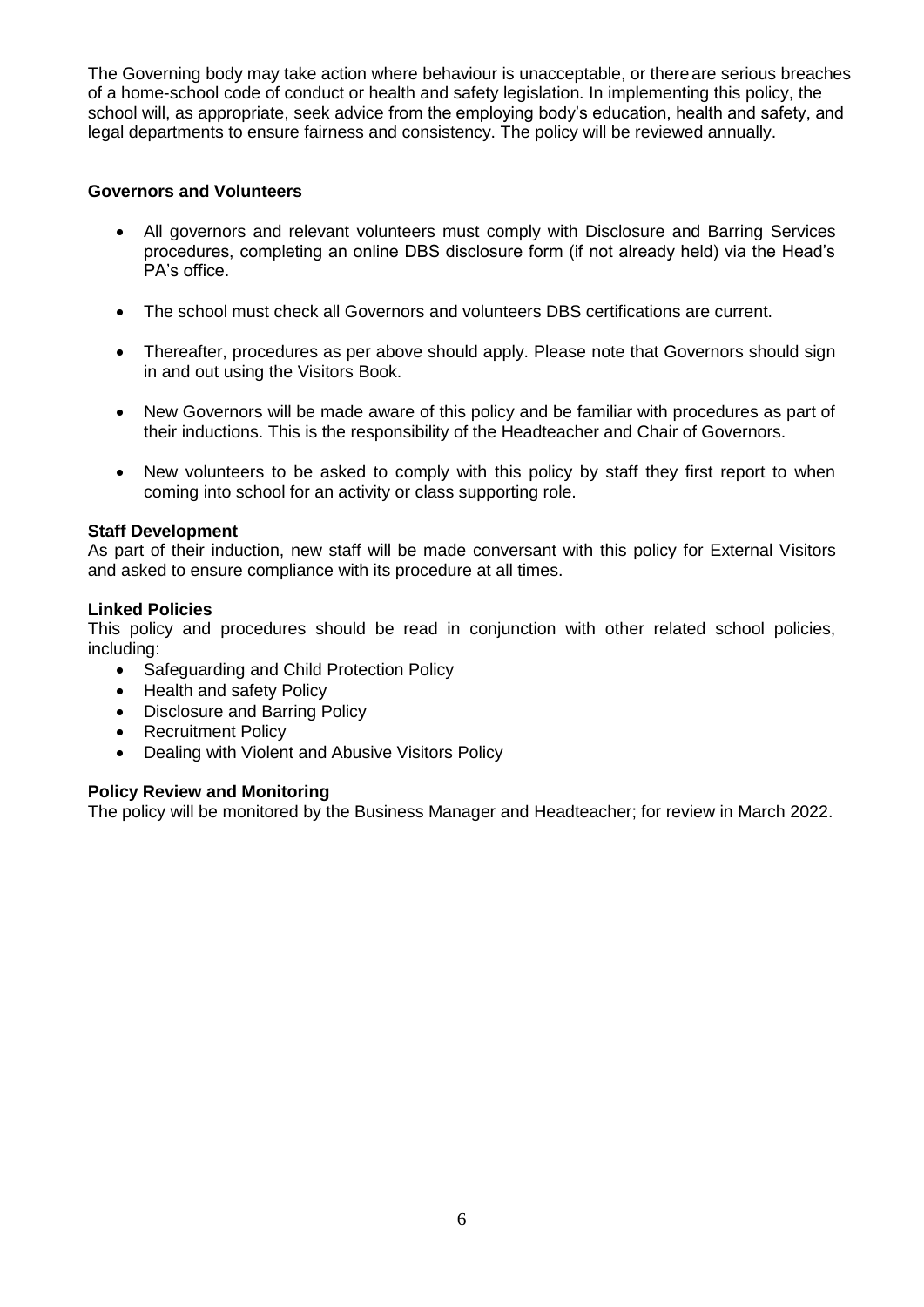The Governing body may take action where behaviour is unacceptable, or there are serious breaches of a home-school code of conduct or health and safety legislation. In implementing this policy, the school will, as appropriate, seek advice from the employing body's education, health and safety, and legal departments to ensure fairness and consistency. The policy will be reviewed annually.

**Governors and Volunteers**

- All governors and relevant volunteers must comply with Disclosure and Barring Services procedures, completing an online DBS disclosure form (if not already held) via the Head's PA's office.
- The school must check all Governors and volunteers DBS certifications are current.
- Thereafter, procedures as per above should apply. Please note that Governors should sign in and out using the Visitors Book.
- New Governors will be made aware of this policy and be familiar with procedures as part of their inductions. This is the responsibility of the Headteacher and Chair of Governors.
- New volunteers to be asked to comply with this policy by staff they first report to when coming into school for an activity or class supporting role.

**Staff Development**

As part of their induction, new staff will be made conversant with this policy for External Visitors and asked to ensure compliance with its procedure at all times.

**Linked Policies**

This policy and procedures should be read in conjunction with other related school policies, including:

- Safeguarding and Child Protection Policy
- Health and safety Policy
- Disclosure and Barring Policy
- Recruitment Policy
- Dealing with Violent and Abusive Visitors Policy

**Policy Review and Monitoring**

The policy will be monitored by the Business Manager and Headteacher; for review in March 2022.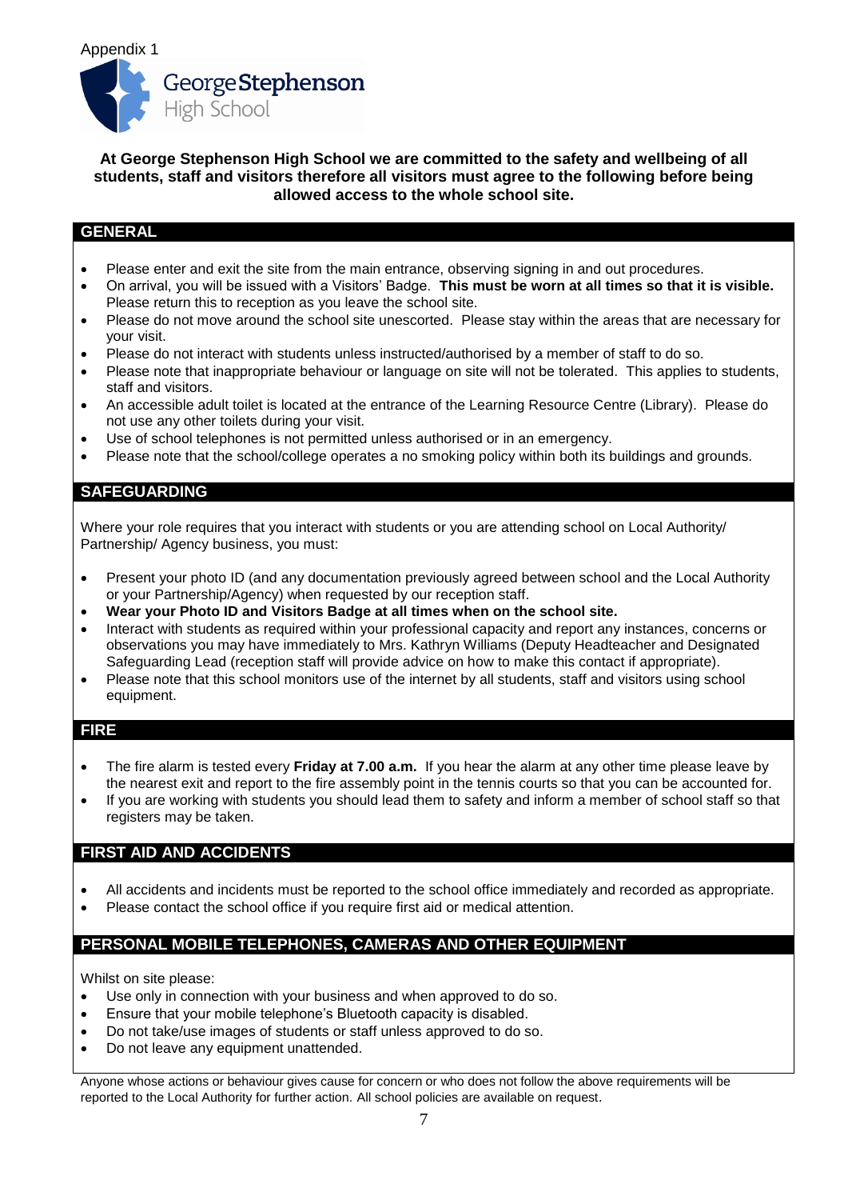Appendix 1

George Stephenson High School

**At George Stephenson High School we are committed to the safety and wellbeing of all students, staff and visitors therefore all visitors must agree to the following before being allowed access to the whole school site.**

## GENERAL

- Please enter and exit the site from the main entrance, observing signing in and out procedures.
- On arrival, you will be issued with a Visitors' Badge. **This must be worn at all times so that it is visible.** Please return this to reception as you leave the school site.
- Please do not move around the school site unescorted. Please stay within the areas that are necessary for your visit.
- Please do not interact with students unless instructed/authorised by a member of staff to do so.
- Please note that inappropriate behaviour or language on site will not be tolerated. This applies to students, staff and visitors.
- An accessible adult toilet is located at the entrance of the Learning Resource Centre (Library). Please do not use any other toilets during your visit.
- Use of school telephones is not permitted unless authorised or in an emergency.
- Please note that the school/college operates a no smoking policy within both its buildings and grounds.

## SAFEGUARDING

Where your role requires that you interact with students or you are attending school on Local Authority/ Partnership/ Agency business, you must:

- Present your photo ID (and any documentation previously agreed between school and the Local Authority or your Partnership/Agency) when requested by our reception staff.
- **Wear your Photo ID and Visitors Badge at all times when on the school site.**
- Interact with students as required within your professional capacity and report any instances, concerns or observations you may have immediately to Mrs. Kathryn Williams (Deputy Headteacher and Designated Safeguarding Lead (reception staff will provide advice on how to make this contact if appropriate).
- Please note that this school monitors use of the internet by all students, staff and visitors using school equipment.

## FIRE

- The fire alarm is tested every **Friday at 7.00 a.m.** If you hear the alarm at any other time please leave by the nearest exit and report to the fire assembly point in the tennis courts so that you can be accounted for.
- If you are working with students you should lead them to safety and inform a member of school staff so that registers may be taken.

## FIRST AID AND ACCIDENTS

- All accidents and incidents must be reported to the school office immediately and recorded as appropriate.
- Please contact the school office if you require first aid or medical attention.

## PERSONAL MOBILE TELEPHONES, CAMERAS AND OTHER EQUIPMENT

Whilst on site please:

- Use only in connection with your business and when approved to do so.
- Ensure that your mobile telephone's Bluetooth capacity is disabled.
- Do not take/use images of students or staff unless approved to do so.
- Do not leave any equipment unattended.

Anyone whose actions or behaviour gives cause for concern or who does not follow the above requirements will be reported to the Local Authority for further action. All school policies are available on request.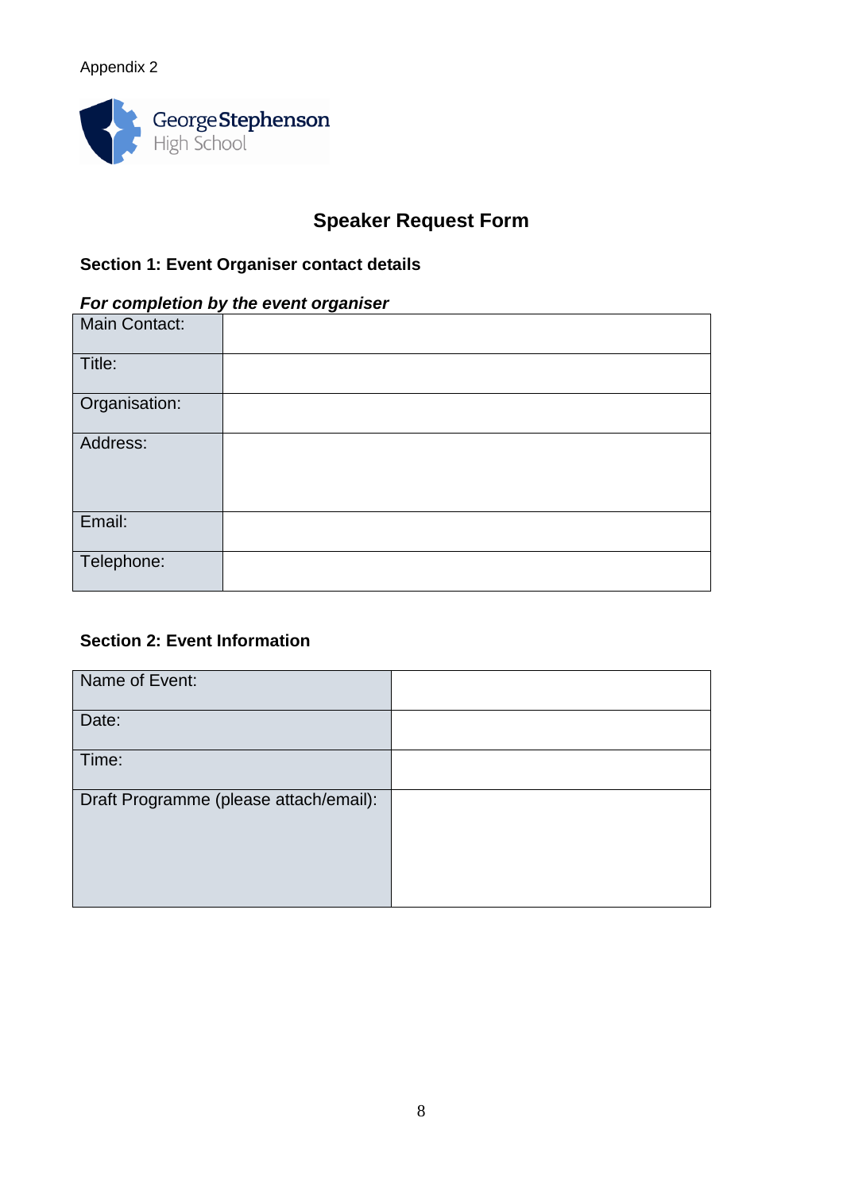Appendix 2

George Stephenson High School

# Speaker Request Form

## Section 1: Event Organiser contact details

***For completion by the event organiser***

| | |
|---|---|
| Main Contact: | |
| Title: | |
| Organisation: | |
| Address: | |
| Email: | |
| Telephone: | |

## Section 2: Event Information

| | |
|---|---|
| Name of Event: | |
| Date: | |
| Time: | |
| Draft Programme (please attach/email): | |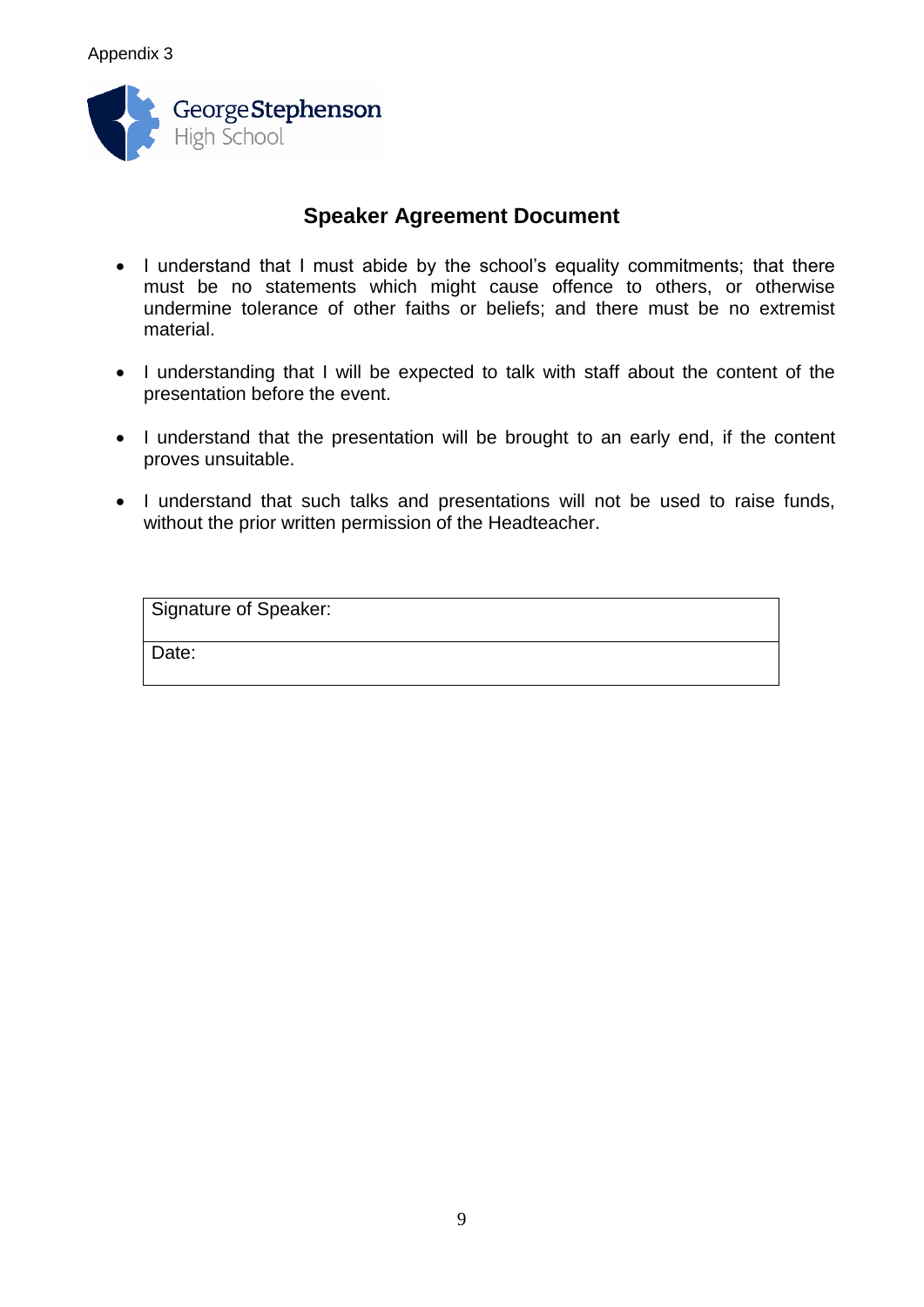Appendix 3

George Stephenson
High School

# Speaker Agreement Document

- I understand that I must abide by the school's equality commitments; that there must be no statements which might cause offence to others, or otherwise undermine tolerance of other faiths or beliefs; and there must be no extremist material.

- I understanding that I will be expected to talk with staff about the content of the presentation before the event.

- I understand that the presentation will be brought to an early end, if the content proves unsuitable.

- I understand that such talks and presentations will not be used to raise funds, without the prior written permission of the Headteacher.

| Signature of Speaker: |
| --- |
| Date: |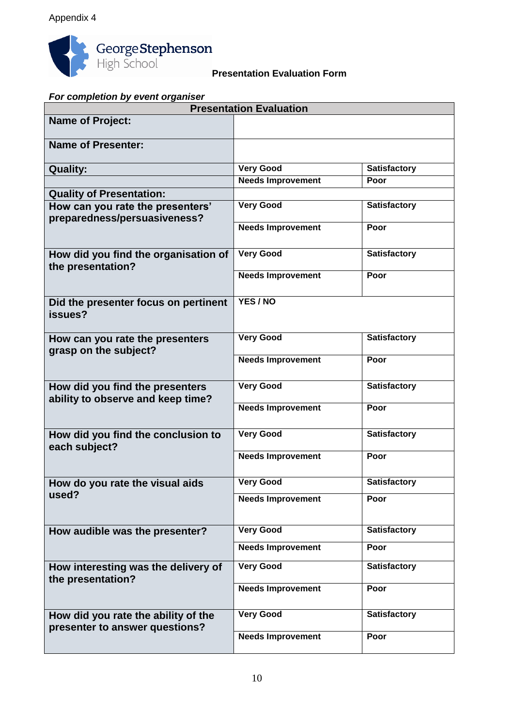Appendix 4

George Stephenson High School

**Presentation Evaluation Form**

***For completion by event organiser***

| Presentation Evaluation | | |
|---|---|---|
| **Name of Project:** | | |
| **Name of Presenter:** | | |
| **Quality:** | **Very Good** | **Satisfactory** |
| | **Needs Improvement** | **Poor** |
| **Quality of Presentation:** | | |
| **How can you rate the presenters' preparedness/persuasiveness?** | **Very Good** | **Satisfactory** |
| | **Needs Improvement** | **Poor** |
| **How did you find the organisation of the presentation?** | **Very Good** | **Satisfactory** |
| | **Needs Improvement** | **Poor** |
| **Did the presenter focus on pertinent issues?** | **YES / NO** | |
| **How can you rate the presenters grasp on the subject?** | **Very Good** | **Satisfactory** |
| | **Needs Improvement** | **Poor** |
| **How did you find the presenters ability to observe and keep time?** | **Very Good** | **Satisfactory** |
| | **Needs Improvement** | **Poor** |
| **How did you find the conclusion to each subject?** | **Very Good** | **Satisfactory** |
| | **Needs Improvement** | **Poor** |
| **How do you rate the visual aids used?** | **Very Good** | **Satisfactory** |
| | **Needs Improvement** | **Poor** |
| **How audible was the presenter?** | **Very Good** | **Satisfactory** |
| | **Needs Improvement** | **Poor** |
| **How interesting was the delivery of the presentation?** | **Very Good** | **Satisfactory** |
| | **Needs Improvement** | **Poor** |
| **How did you rate the ability of the presenter to answer questions?** | **Very Good** | **Satisfactory** |
| | **Needs Improvement** | **Poor** |